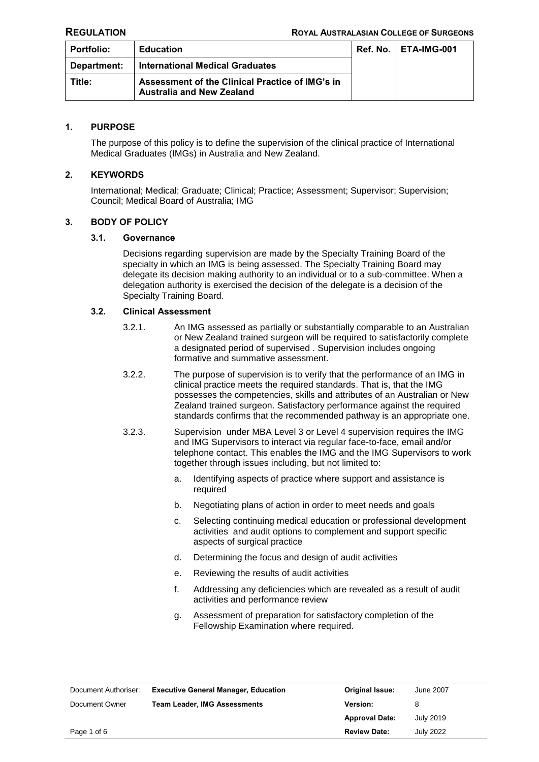**REGULATION** **ROYAL AUSTRALASIAN COLLEGE OF SURGEONS**

| Portfolio: | Education | Ref. No. | ETA-IMG-001 |
|---|---|---|---|
| Department: | International Medical Graduates | | |
| Title: | Assessment of the Clinical Practice of IMG's in Australia and New Zealand | | |

## 1. PURPOSE

The purpose of this policy is to define the supervision of the clinical practice of International Medical Graduates (IMGs) in Australia and New Zealand.

## 2. KEYWORDS

International; Medical; Graduate; Clinical; Practice; Assessment; Supervisor; Supervision; Council; Medical Board of Australia; IMG

## 3. BODY OF POLICY

### 3.1. Governance

Decisions regarding supervision are made by the Specialty Training Board of the specialty in which an IMG is being assessed. The Specialty Training Board may delegate its decision making authority to an individual or to a sub-committee. When a delegation authority is exercised the decision of the delegate is a decision of the Specialty Training Board.

### 3.2. Clinical Assessment

3.2.1. An IMG assessed as partially or substantially comparable to an Australian or New Zealand trained surgeon will be required to satisfactorily complete a designated period of supervised . Supervision includes ongoing formative and summative assessment.

3.2.2. The purpose of supervision is to verify that the performance of an IMG in clinical practice meets the required standards. That is, that the IMG possesses the competencies, skills and attributes of an Australian or New Zealand trained surgeon. Satisfactory performance against the required standards confirms that the recommended pathway is an appropriate one.

3.2.3. Supervision under MBA Level 3 or Level 4 supervision requires the IMG and IMG Supervisors to interact via regular face-to-face, email and/or telephone contact. This enables the IMG and the IMG Supervisors to work together through issues including, but not limited to:

a. Identifying aspects of practice where support and assistance is required

b. Negotiating plans of action in order to meet needs and goals

c. Selecting continuing medical education or professional development activities and audit options to complement and support specific aspects of surgical practice

d. Determining the focus and design of audit activities

e. Reviewing the results of audit activities

f. Addressing any deficiencies which are revealed as a result of audit activities and performance review

g. Assessment of preparation for satisfactory completion of the Fellowship Examination where required.

| Document Authoriser: | Executive General Manager, Education | Original Issue: | June 2007 |
|---|---|---|---|
| Document Owner | Team Leader, IMG Assessments | Version: | 8 |
| | | Approval Date: | July 2019 |
| | | Review Date: | July 2022 |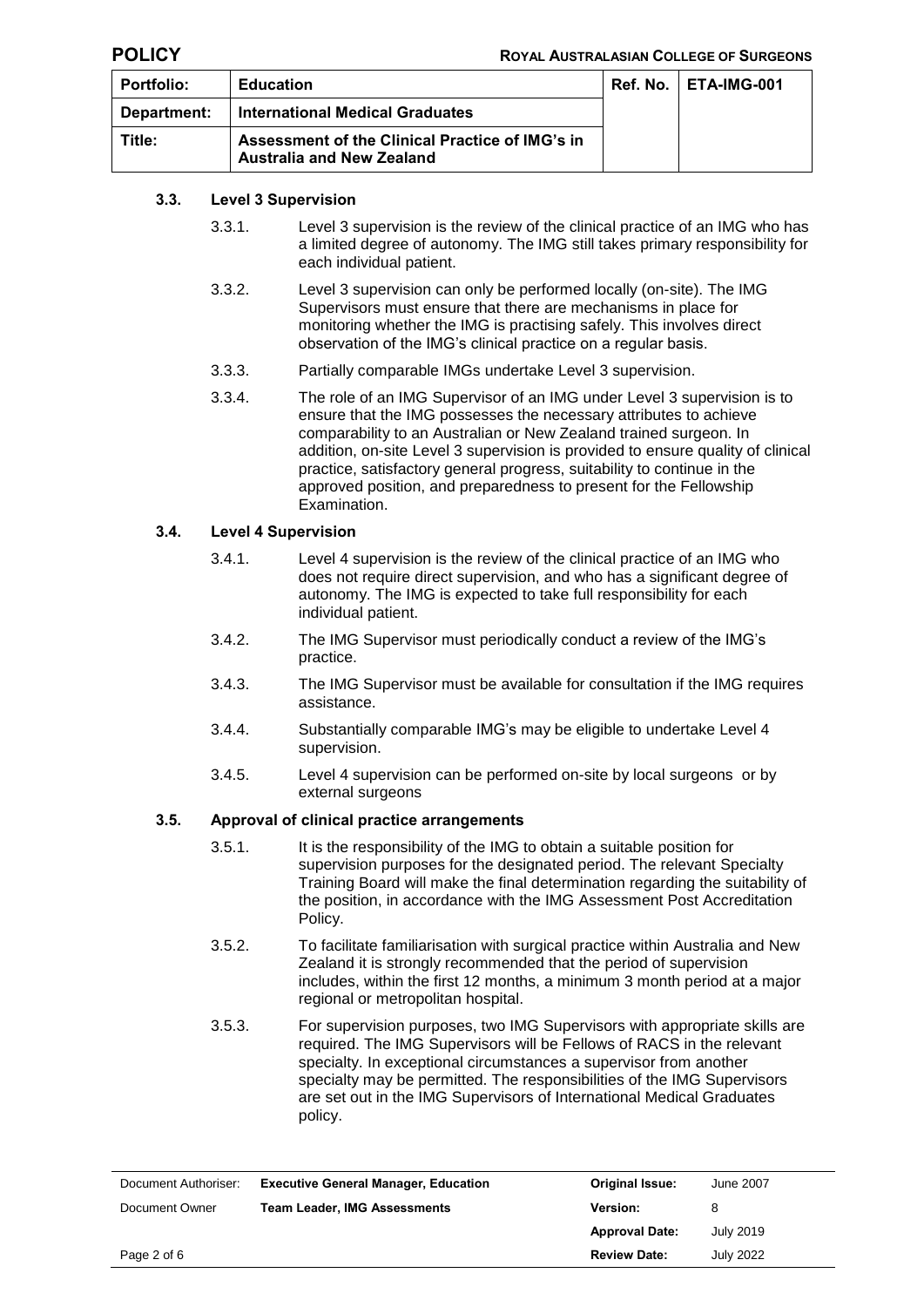### 3.3. Level 3 Supervision

3.3.1. Level 3 supervision is the review of the clinical practice of an IMG who has a limited degree of autonomy. The IMG still takes primary responsibility for each individual patient.

3.3.2. Level 3 supervision can only be performed locally (on-site). The IMG Supervisors must ensure that there are mechanisms in place for monitoring whether the IMG is practising safely. This involves direct observation of the IMG's clinical practice on a regular basis.

3.3.3. Partially comparable IMGs undertake Level 3 supervision.

3.3.4. The role of an IMG Supervisor of an IMG under Level 3 supervision is to ensure that the IMG possesses the necessary attributes to achieve comparability to an Australian or New Zealand trained surgeon. In addition, on-site Level 3 supervision is provided to ensure quality of clinical practice, satisfactory general progress, suitability to continue in the approved position, and preparedness to present for the Fellowship Examination.

### 3.4. Level 4 Supervision

3.4.1. Level 4 supervision is the review of the clinical practice of an IMG who does not require direct supervision, and who has a significant degree of autonomy. The IMG is expected to take full responsibility for each individual patient.

3.4.2. The IMG Supervisor must periodically conduct a review of the IMG's practice.

3.4.3. The IMG Supervisor must be available for consultation if the IMG requires assistance.

3.4.4. Substantially comparable IMG's may be eligible to undertake Level 4 supervision.

3.4.5. Level 4 supervision can be performed on-site by local surgeons or by external surgeons

### 3.5. Approval of clinical practice arrangements

3.5.1. It is the responsibility of the IMG to obtain a suitable position for supervision purposes for the designated period. The relevant Specialty Training Board will make the final determination regarding the suitability of the position, in accordance with the IMG Assessment Post Accreditation Policy.

3.5.2. To facilitate familiarisation with surgical practice within Australia and New Zealand it is strongly recommended that the period of supervision includes, within the first 12 months, a minimum 3 month period at a major regional or metropolitan hospital.

3.5.3. For supervision purposes, two IMG Supervisors with appropriate skills are required. The IMG Supervisors will be Fellows of RACS in the relevant specialty. In exceptional circumstances a supervisor from another specialty may be permitted. The responsibilities of the IMG Supervisors are set out in the IMG Supervisors of International Medical Graduates policy.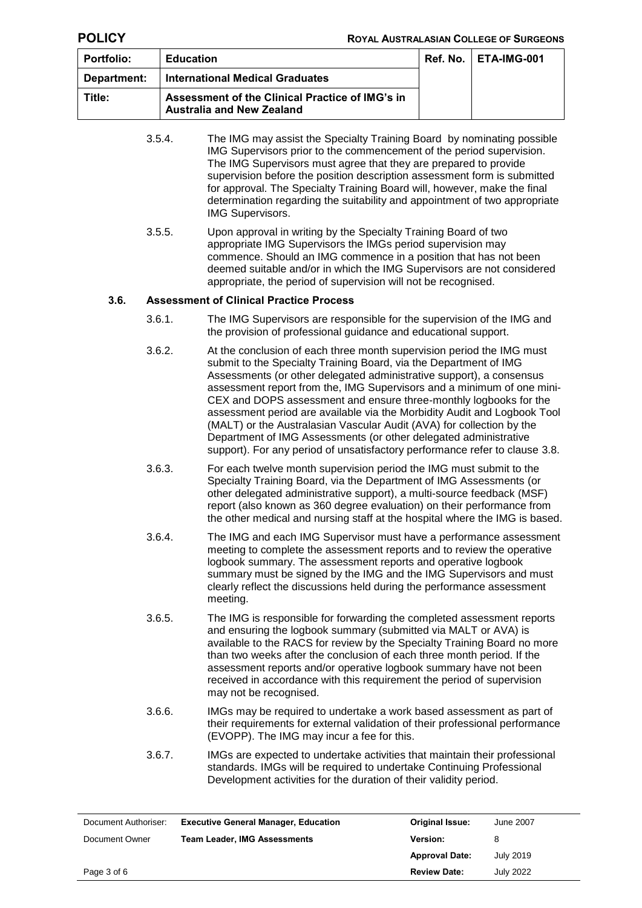3.5.4. The IMG may assist the Specialty Training Board by nominating possible IMG Supervisors prior to the commencement of the period supervision. The IMG Supervisors must agree that they are prepared to provide supervision before the position description assessment form is submitted for approval. The Specialty Training Board will, however, make the final determination regarding the suitability and appointment of two appropriate IMG Supervisors.

3.5.5. Upon approval in writing by the Specialty Training Board of two appropriate IMG Supervisors the IMGs period supervision may commence. Should an IMG commence in a position that has not been deemed suitable and/or in which the IMG Supervisors are not considered appropriate, the period of supervision will not be recognised.

### 3.6. Assessment of Clinical Practice Process

3.6.1. The IMG Supervisors are responsible for the supervision of the IMG and the provision of professional guidance and educational support.

3.6.2. At the conclusion of each three month supervision period the IMG must submit to the Specialty Training Board, via the Department of IMG Assessments (or other delegated administrative support), a consensus assessment report from the, IMG Supervisors and a minimum of one mini-CEX and DOPS assessment and ensure three-monthly logbooks for the assessment period are available via the Morbidity Audit and Logbook Tool (MALT) or the Australasian Vascular Audit (AVA) for collection by the Department of IMG Assessments (or other delegated administrative support). For any period of unsatisfactory performance refer to clause 3.8.

3.6.3. For each twelve month supervision period the IMG must submit to the Specialty Training Board, via the Department of IMG Assessments (or other delegated administrative support), a multi-source feedback (MSF) report (also known as 360 degree evaluation) on their performance from the other medical and nursing staff at the hospital where the IMG is based.

3.6.4. The IMG and each IMG Supervisor must have a performance assessment meeting to complete the assessment reports and to review the operative logbook summary. The assessment reports and operative logbook summary must be signed by the IMG and the IMG Supervisors and must clearly reflect the discussions held during the performance assessment meeting.

3.6.5. The IMG is responsible for forwarding the completed assessment reports and ensuring the logbook summary (submitted via MALT or AVA) is available to the RACS for review by the Specialty Training Board no more than two weeks after the conclusion of each three month period. If the assessment reports and/or operative logbook summary have not been received in accordance with this requirement the period of supervision may not be recognised.

3.6.6. IMGs may be required to undertake a work based assessment as part of their requirements for external validation of their professional performance (EVOPP). The IMG may incur a fee for this.

3.6.7. IMGs are expected to undertake activities that maintain their professional standards. IMGs will be required to undertake Continuing Professional Development activities for the duration of their validity period.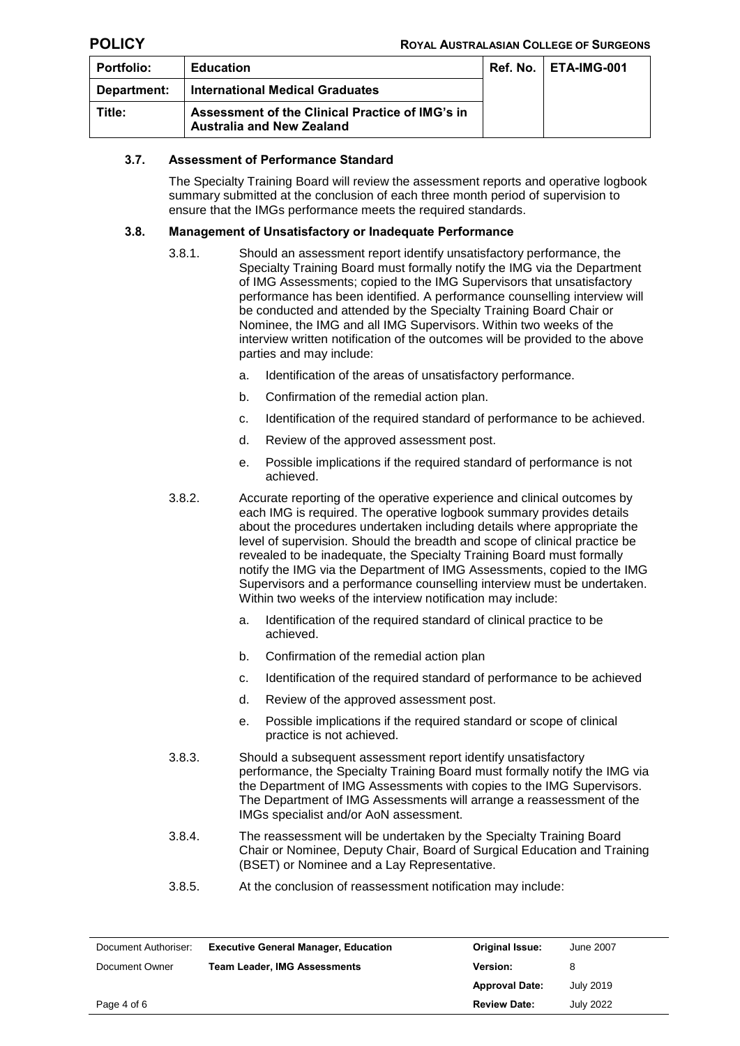### 3.7. Assessment of Performance Standard

The Specialty Training Board will review the assessment reports and operative logbook summary submitted at the conclusion of each three month period of supervision to ensure that the IMGs performance meets the required standards.

### 3.8. Management of Unsatisfactory or Inadequate Performance

3.8.1. Should an assessment report identify unsatisfactory performance, the Specialty Training Board must formally notify the IMG via the Department of IMG Assessments; copied to the IMG Supervisors that unsatisfactory performance has been identified. A performance counselling interview will be conducted and attended by the Specialty Training Board Chair or Nominee, the IMG and all IMG Supervisors. Within two weeks of the interview written notification of the outcomes will be provided to the above parties and may include:

a. Identification of the areas of unsatisfactory performance.
b. Confirmation of the remedial action plan.
c. Identification of the required standard of performance to be achieved.
d. Review of the approved assessment post.
e. Possible implications if the required standard of performance is not achieved.

3.8.2. Accurate reporting of the operative experience and clinical outcomes by each IMG is required. The operative logbook summary provides details about the procedures undertaken including details where appropriate the level of supervision. Should the breadth and scope of clinical practice be revealed to be inadequate, the Specialty Training Board must formally notify the IMG via the Department of IMG Assessments, copied to the IMG Supervisors and a performance counselling interview must be undertaken. Within two weeks of the interview notification may include:

a. Identification of the required standard of clinical practice to be achieved.
b. Confirmation of the remedial action plan
c. Identification of the required standard of performance to be achieved
d. Review of the approved assessment post.
e. Possible implications if the required standard or scope of clinical practice is not achieved.

3.8.3. Should a subsequent assessment report identify unsatisfactory performance, the Specialty Training Board must formally notify the IMG via the Department of IMG Assessments with copies to the IMG Supervisors. The Department of IMG Assessments will arrange a reassessment of the IMGs specialist and/or AoN assessment.

3.8.4. The reassessment will be undertaken by the Specialty Training Board Chair or Nominee, Deputy Chair, Board of Surgical Education and Training (BSET) or Nominee and a Lay Representative.

3.8.5. At the conclusion of reassessment notification may include: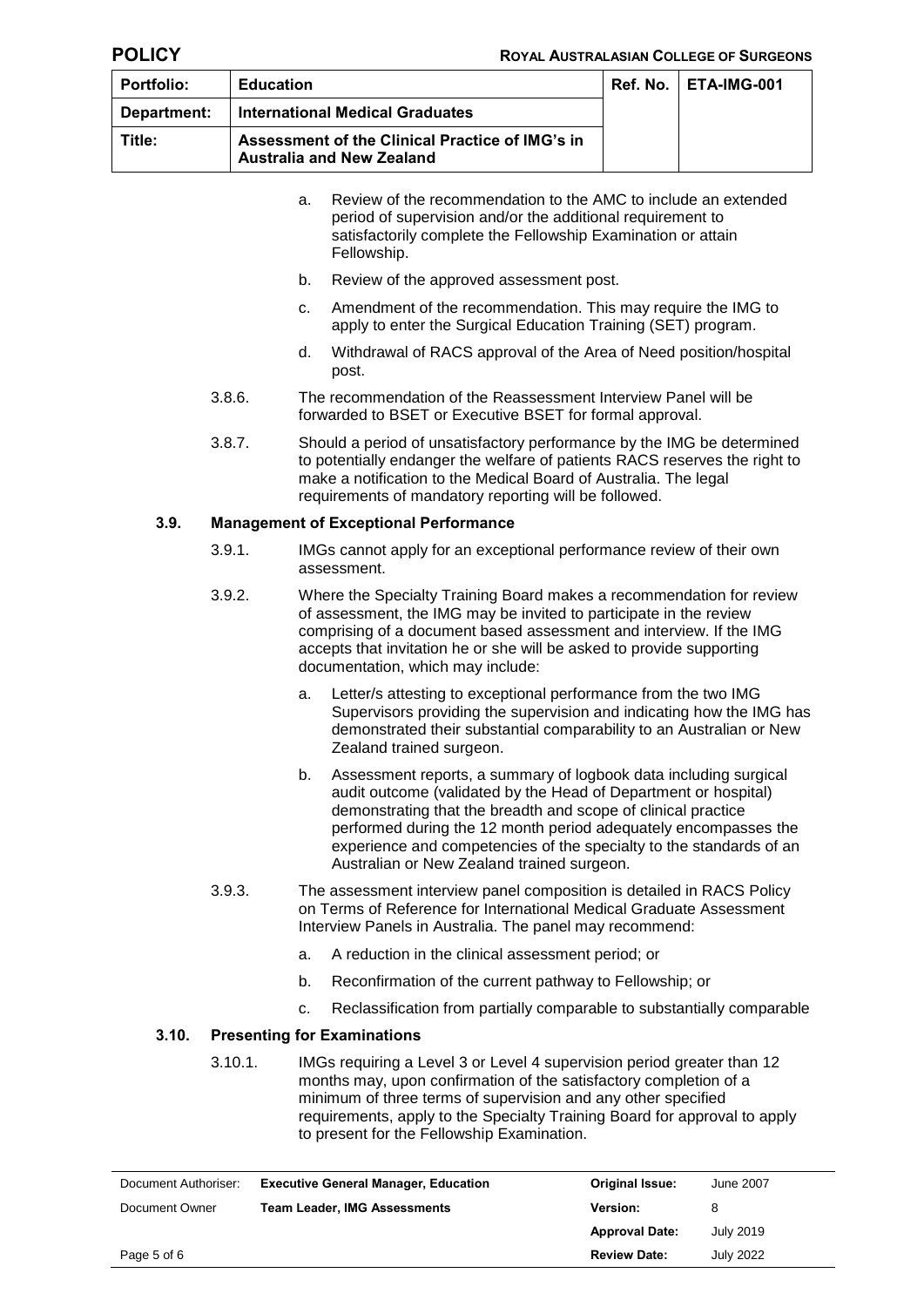a. Review of the recommendation to the AMC to include an extended period of supervision and/or the additional requirement to satisfactorily complete the Fellowship Examination or attain Fellowship.

b. Review of the approved assessment post.

c. Amendment of the recommendation. This may require the IMG to apply to enter the Surgical Education Training (SET) program.

d. Withdrawal of RACS approval of the Area of Need position/hospital post.

3.8.6. The recommendation of the Reassessment Interview Panel will be forwarded to BSET or Executive BSET for formal approval.

3.8.7. Should a period of unsatisfactory performance by the IMG be determined to potentially endanger the welfare of patients RACS reserves the right to make a notification to the Medical Board of Australia. The legal requirements of mandatory reporting will be followed.

### 3.9. Management of Exceptional Performance

3.9.1. IMGs cannot apply for an exceptional performance review of their own assessment.

3.9.2. Where the Specialty Training Board makes a recommendation for review of assessment, the IMG may be invited to participate in the review comprising of a document based assessment and interview. If the IMG accepts that invitation he or she will be asked to provide supporting documentation, which may include:

a. Letter/s attesting to exceptional performance from the two IMG Supervisors providing the supervision and indicating how the IMG has demonstrated their substantial comparability to an Australian or New Zealand trained surgeon.

b. Assessment reports, a summary of logbook data including surgical audit outcome (validated by the Head of Department or hospital) demonstrating that the breadth and scope of clinical practice performed during the 12 month period adequately encompasses the experience and competencies of the specialty to the standards of an Australian or New Zealand trained surgeon.

3.9.3. The assessment interview panel composition is detailed in RACS Policy on Terms of Reference for International Medical Graduate Assessment Interview Panels in Australia. The panel may recommend:

a. A reduction in the clinical assessment period; or

b. Reconfirmation of the current pathway to Fellowship; or

c. Reclassification from partially comparable to substantially comparable

### 3.10. Presenting for Examinations

3.10.1. IMGs requiring a Level 3 or Level 4 supervision period greater than 12 months may, upon confirmation of the satisfactory completion of a minimum of three terms of supervision and any other specified requirements, apply to the Specialty Training Board for approval to apply to present for the Fellowship Examination.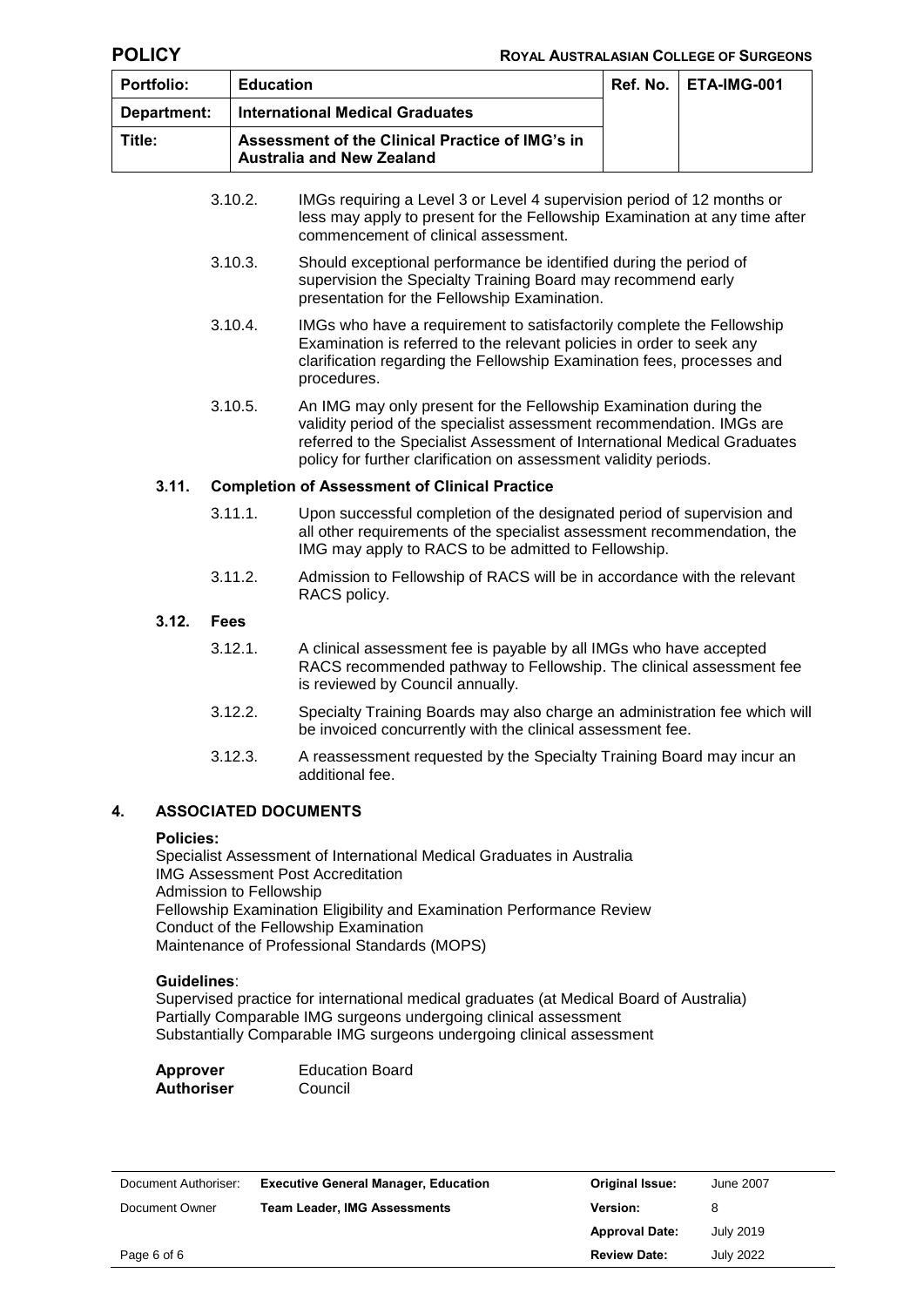3.10.2. IMGs requiring a Level 3 or Level 4 supervision period of 12 months or less may apply to present for the Fellowship Examination at any time after commencement of clinical assessment.

3.10.3. Should exceptional performance be identified during the period of supervision the Specialty Training Board may recommend early presentation for the Fellowship Examination.

3.10.4. IMGs who have a requirement to satisfactorily complete the Fellowship Examination is referred to the relevant policies in order to seek any clarification regarding the Fellowship Examination fees, processes and procedures.

3.10.5. An IMG may only present for the Fellowship Examination during the validity period of the specialist assessment recommendation. IMGs are referred to the Specialist Assessment of International Medical Graduates policy for further clarification on assessment validity periods.

### 3.11. Completion of Assessment of Clinical Practice

3.11.1. Upon successful completion of the designated period of supervision and all other requirements of the specialist assessment recommendation, the IMG may apply to RACS to be admitted to Fellowship.

3.11.2. Admission to Fellowship of RACS will be in accordance with the relevant RACS policy.

### 3.12. Fees

3.12.1. A clinical assessment fee is payable by all IMGs who have accepted RACS recommended pathway to Fellowship. The clinical assessment fee is reviewed by Council annually.

3.12.2. Specialty Training Boards may also charge an administration fee which will be invoiced concurrently with the clinical assessment fee.

3.12.3. A reassessment requested by the Specialty Training Board may incur an additional fee.

## 4. ASSOCIATED DOCUMENTS

**Policies:**

Specialist Assessment of International Medical Graduates in Australia
IMG Assessment Post Accreditation
Admission to Fellowship
Fellowship Examination Eligibility and Examination Performance Review
Conduct of the Fellowship Examination
Maintenance of Professional Standards (MOPS)

**Guidelines**:

Supervised practice for international medical graduates (at Medical Board of Australia)
Partially Comparable IMG surgeons undergoing clinical assessment
Substantially Comparable IMG surgeons undergoing clinical assessment

**Approver** Education Board
**Authoriser** Council